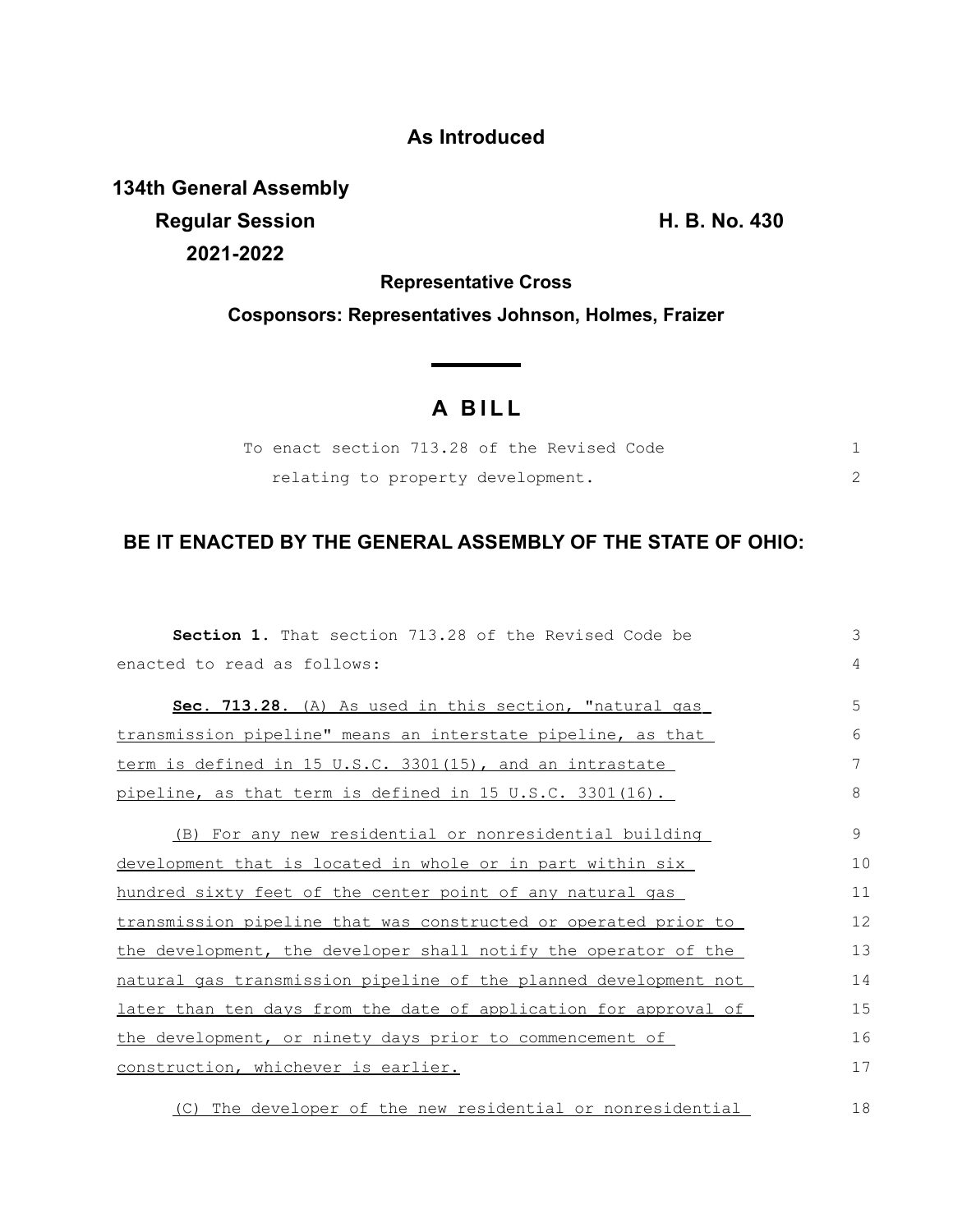**As Introduced**

**134th General Assembly**
**Regular Session** **H. B. No. 430**
**2021-2022**

**Representative Cross**

**Cosponsors: Representatives Johnson, Holmes, Fraizer**

# A BILL

To enact section 713.28 of the Revised Code relating to property development.

## BE IT ENACTED BY THE GENERAL ASSEMBLY OF THE STATE OF OHIO:

**Section 1.** That section 713.28 of the Revised Code be enacted to read as follows:

**Sec. 713.28.** (A) As used in this section, "natural gas transmission pipeline" means an interstate pipeline, as that term is defined in 15 U.S.C. 3301(15), and an intrastate pipeline, as that term is defined in 15 U.S.C. 3301(16).

(B) For any new residential or nonresidential building development that is located in whole or in part within six hundred sixty feet of the center point of any natural gas transmission pipeline that was constructed or operated prior to the development, the developer shall notify the operator of the natural gas transmission pipeline of the planned development not later than ten days from the date of application for approval of the development, or ninety days prior to commencement of construction, whichever is earlier.

(C) The developer of the new residential or nonresidential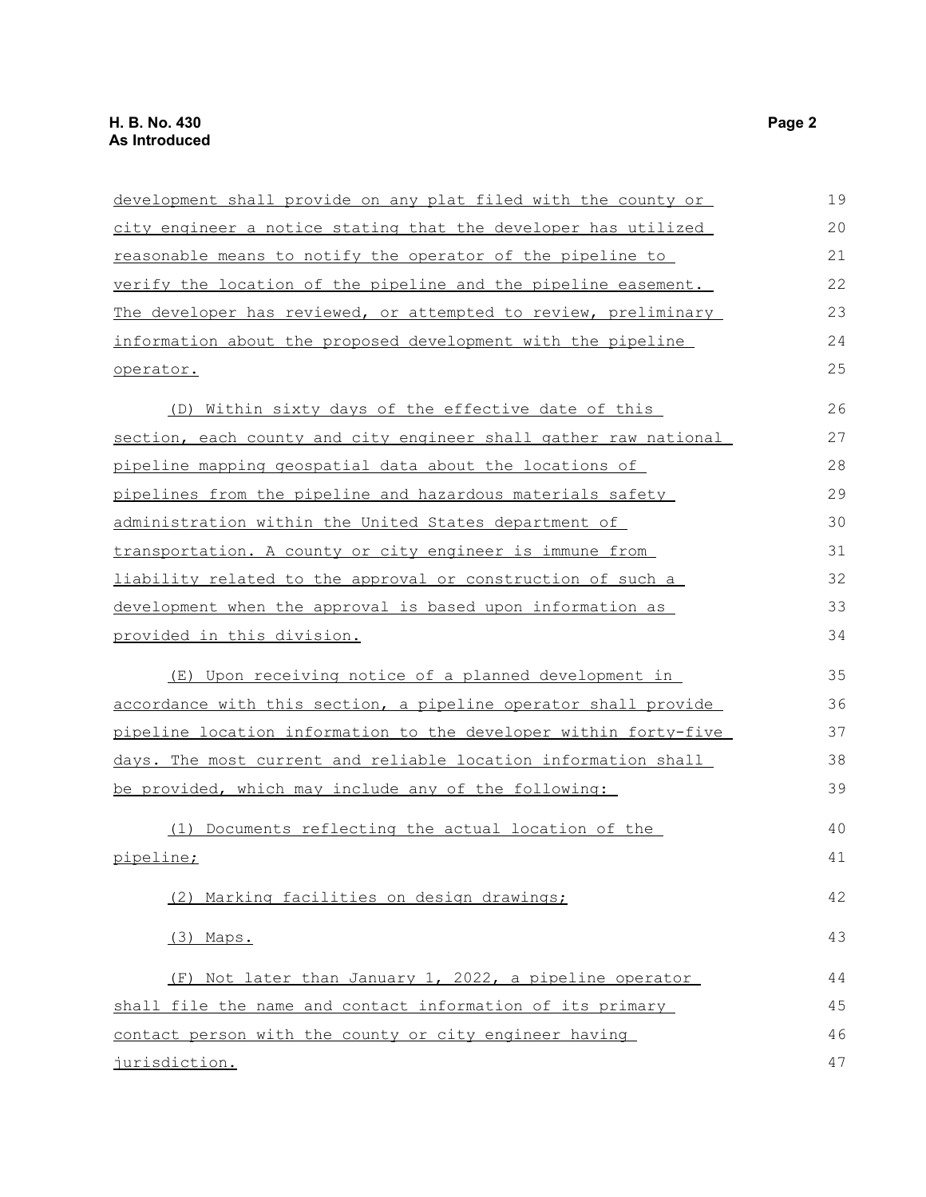development shall provide on any plat filed with the county or city engineer a notice stating that the developer has utilized reasonable means to notify the operator of the pipeline to verify the location of the pipeline and the pipeline easement. The developer has reviewed, or attempted to review, preliminary information about the proposed development with the pipeline operator.

(D) Within sixty days of the effective date of this section, each county and city engineer shall gather raw national pipeline mapping geospatial data about the locations of pipelines from the pipeline and hazardous materials safety administration within the United States department of transportation. A county or city engineer is immune from liability related to the approval or construction of such a development when the approval is based upon information as provided in this division.

(E) Upon receiving notice of a planned development in accordance with this section, a pipeline operator shall provide pipeline location information to the developer within forty-five days. The most current and reliable location information shall be provided, which may include any of the following:

(1) Documents reflecting the actual location of the pipeline;

(2) Marking facilities on design drawings;

(3) Maps.

(F) Not later than January 1, 2022, a pipeline operator shall file the name and contact information of its primary contact person with the county or city engineer having jurisdiction.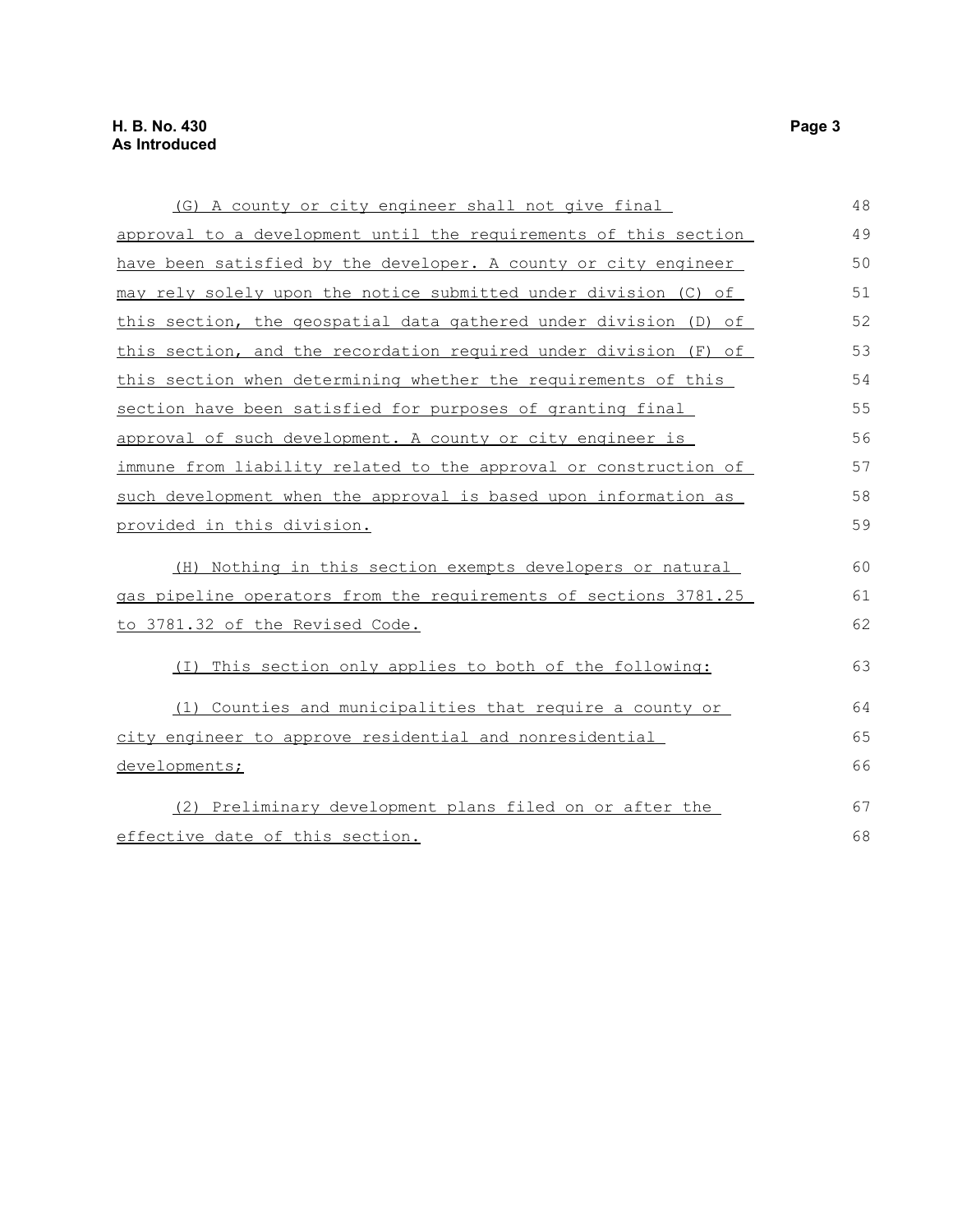(G) A county or city engineer shall not give final approval to a development until the requirements of this section have been satisfied by the developer. A county or city engineer may rely solely upon the notice submitted under division (C) of this section, the geospatial data gathered under division (D) of this section, and the recordation required under division (F) of this section when determining whether the requirements of this section have been satisfied for purposes of granting final approval of such development. A county or city engineer is immune from liability related to the approval or construction of such development when the approval is based upon information as provided in this division.

(H) Nothing in this section exempts developers or natural gas pipeline operators from the requirements of sections 3781.25 to 3781.32 of the Revised Code.

(I) This section only applies to both of the following:

(1) Counties and municipalities that require a county or city engineer to approve residential and nonresidential developments;

(2) Preliminary development plans filed on or after the effective date of this section.